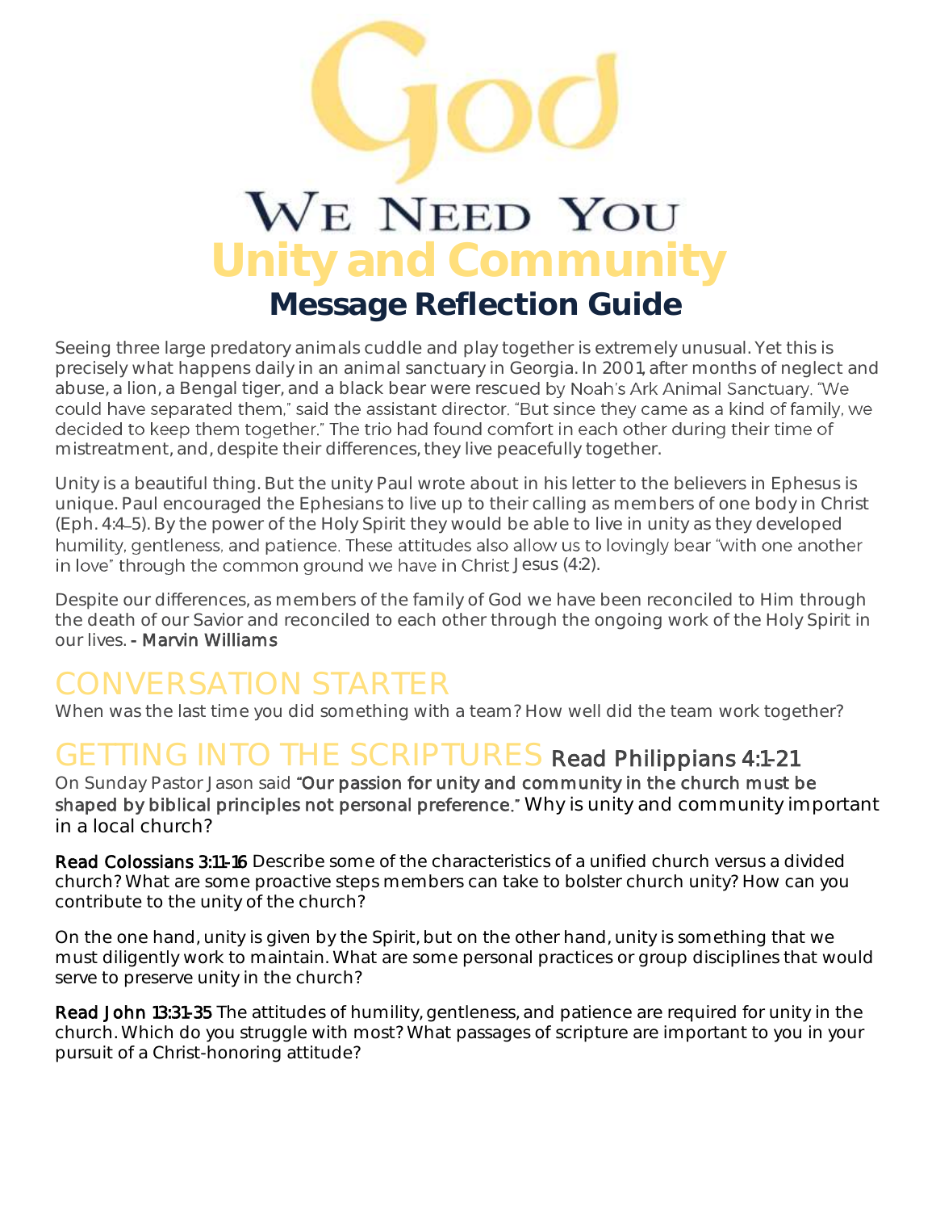# God

## We Need You

# Unity and Community

## Message Reflection Guide

Seeing three large predatory animals cuddle and play together is extremely unusual. Yet this is precisely what happens daily in an animal sanctuary in Georgia. In 2001, after months of neglect and abuse, a lion, a Bengal tiger, and a black bear were rescued by Noah's Ark Animal Sanctuary. "We could have separated them," said the assistant director. "But since they came as a kind of family, we decided to keep them together." The trio had found comfort in each other during their time of mistreatment, and, despite their differences, they live peacefully together.

Unity is a beautiful thing. But the unity Paul wrote about in his letter to the believers in Ephesus is unique. Paul encouraged the Ephesians to live up to their calling as members of one body in Christ (Eph. 4:4–5). By the power of the Holy Spirit they would be able to live in unity as they developed humility, gentleness, and patience. These attitudes also allow us to lovingly bear "with one another in love" through the common ground we have in Christ Jesus (4:2).

Despite our differences, as members of the family of God we have been reconciled to Him through the death of our Savior and reconciled to each other through the ongoing work of the Holy Spirit in our lives. **- Marvin Williams**

## CONVERSATION STARTER

When was the last time you did something with a team? How well did the team work together?

## GETTING INTO THE SCRIPTURES **Read Philippians 4:1-21**

On Sunday Pastor Jason said **"Our passion for unity and community in the church must be shaped by biblical principles not personal preference."** Why is unity and community important in a local church?

**Read Colossians 3:11-16** Describe some of the characteristics of a unified church versus a divided church? What are some proactive steps members can take to bolster church unity? How can you contribute to the unity of the church?

On the one hand, unity is given by the Spirit, but on the other hand, unity is something that we must diligently work to maintain. What are some personal practices or group disciplines that would serve to preserve unity in the church?

**Read John 13:31-35** The attitudes of humility, gentleness, and patience are required for unity in the church. Which do you struggle with most? What passages of scripture are important to you in your pursuit of a Christ-honoring attitude?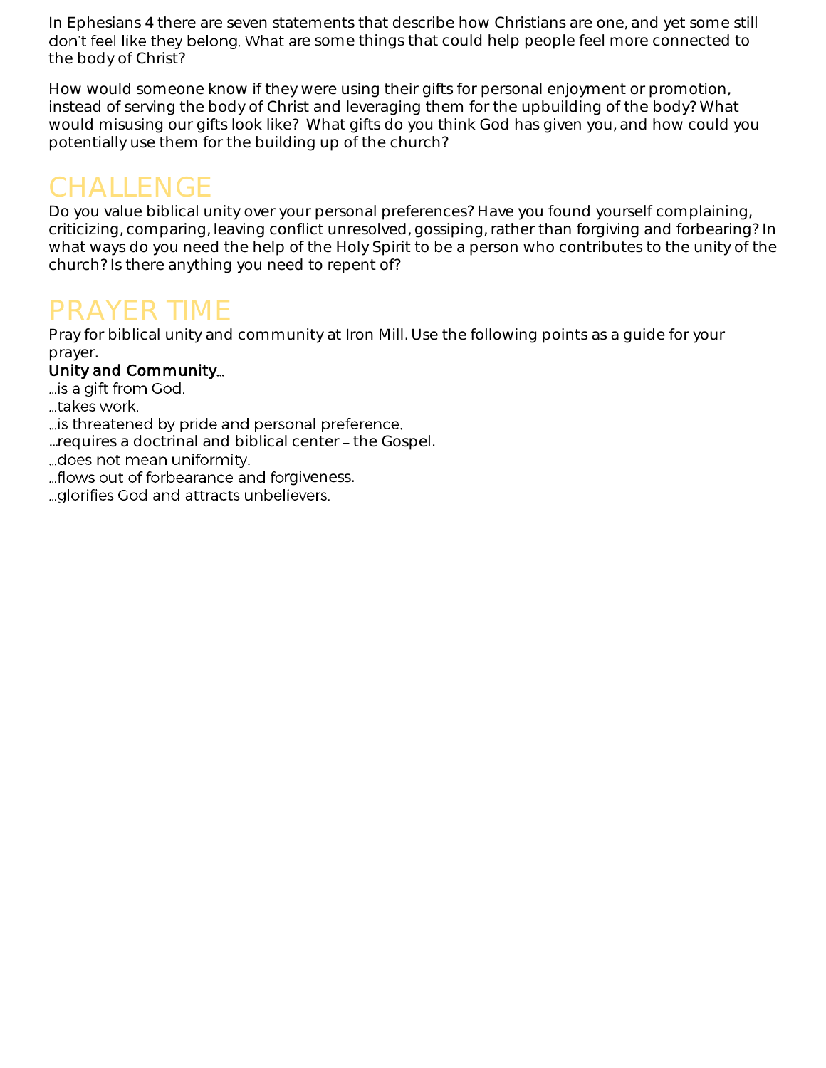In Ephesians 4 there are seven statements that describe how Christians are one, and yet some still don't feel like they belong. What are some things that could help people feel more connected to the body of Christ?

How would someone know if they were using their gifts for personal enjoyment or promotion, instead of serving the body of Christ and leveraging them for the upbuilding of the body? What would misusing our gifts look like? What gifts do you think God has given you, and how could you potentially use them for the building up of the church?

## CHALLENGE

Do you value biblical unity over your personal preferences? Have you found yourself complaining, criticizing, comparing, leaving conflict unresolved, gossiping, rather than forgiving and forbearing? In what ways do you need the help of the Holy Spirit to be a person who contributes to the unity of the church? Is there anything you need to repent of?

## PRAYER TIME

Pray for biblical unity and community at Iron Mill. Use the following points as a guide for your prayer.

Unity and Community…

…is a gift from God.
…takes work.
…is threatened by pride and personal preference.
…requires a doctrinal and biblical center – the Gospel.
…does not mean uniformity.
…flows out of forbearance and forgiveness.
…glorifies God and attracts unbelievers.